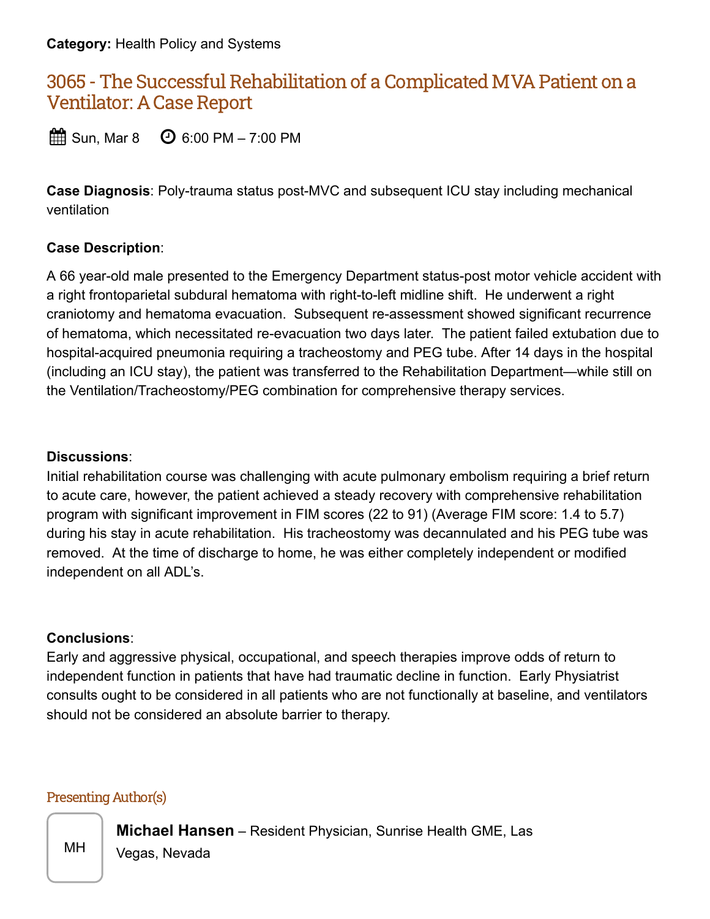**Category:** Health Policy and Systems

# 3065 - The Successful Rehabilitation of a Complicated MVA Patient on a Ventilator: A Case Report

Sun, Mar 8    6:00 PM – 7:00 PM

**Case Diagnosis**: Poly-trauma status post-MVC and subsequent ICU stay including mechanical ventilation

**Case Description**:

A 66 year-old male presented to the Emergency Department status-post motor vehicle accident with a right frontoparietal subdural hematoma with right-to-left midline shift. He underwent a right craniotomy and hematoma evacuation. Subsequent re-assessment showed significant recurrence of hematoma, which necessitated re-evacuation two days later. The patient failed extubation due to hospital-acquired pneumonia requiring a tracheostomy and PEG tube. After 14 days in the hospital (including an ICU stay), the patient was transferred to the Rehabilitation Department—while still on the Ventilation/Tracheostomy/PEG combination for comprehensive therapy services.

**Discussions**:

Initial rehabilitation course was challenging with acute pulmonary embolism requiring a brief return to acute care, however, the patient achieved a steady recovery with comprehensive rehabilitation program with significant improvement in FIM scores (22 to 91) (Average FIM score: 1.4 to 5.7) during his stay in acute rehabilitation. His tracheostomy was decannulated and his PEG tube was removed. At the time of discharge to home, he was either completely independent or modified independent on all ADL's.

**Conclusions**:

Early and aggressive physical, occupational, and speech therapies improve odds of return to independent function in patients that have had traumatic decline in function. Early Physiatrist consults ought to be considered in all patients who are not functionally at baseline, and ventilators should not be considered an absolute barrier to therapy.

## Presenting Author(s)

MH

**Michael Hansen** – Resident Physician, Sunrise Health GME, Las Vegas, Nevada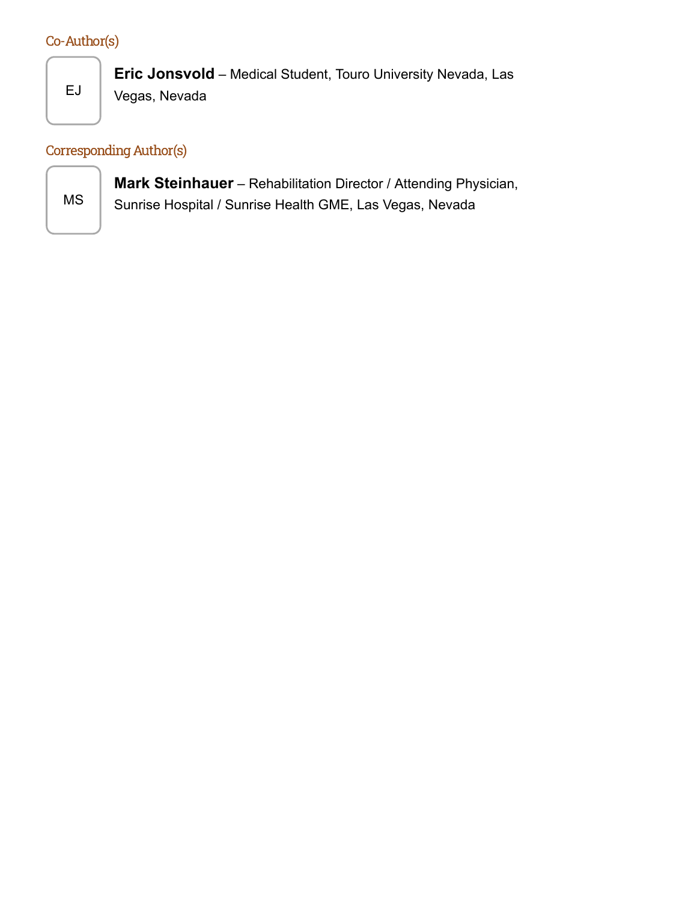## Co-Author(s)

EJ

**Eric Jonsvold** – Medical Student, Touro University Nevada, Las Vegas, Nevada

## Corresponding Author(s)

MS

**Mark Steinhauer** – Rehabilitation Director / Attending Physician, Sunrise Hospital / Sunrise Health GME, Las Vegas, Nevada